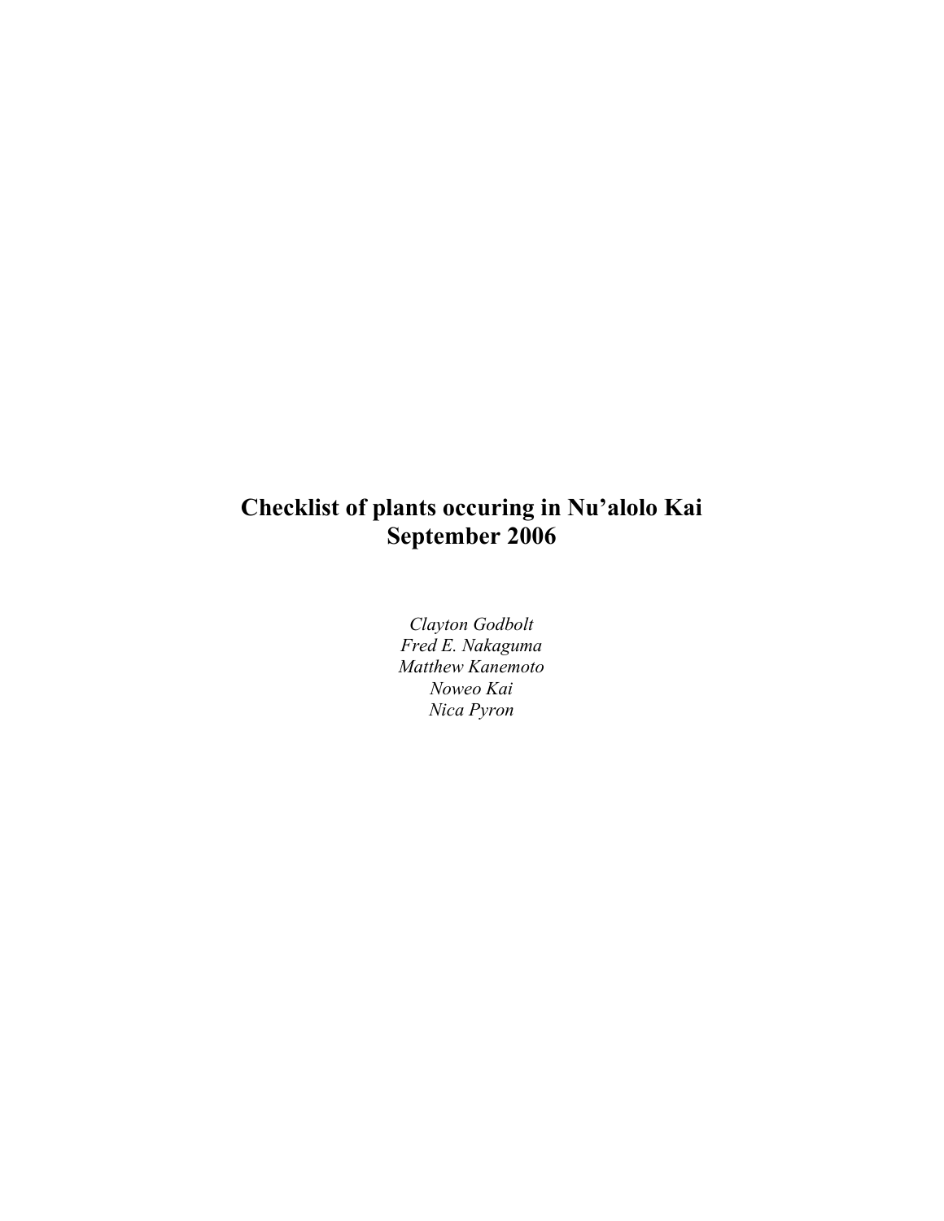# Checklist of plants occuring in Nu'alolo Kai
# September 2006

*Clayton Godbolt*
*Fred E. Nakaguma*
*Matthew Kanemoto*
*Noweo Kai*
*Nica Pyron*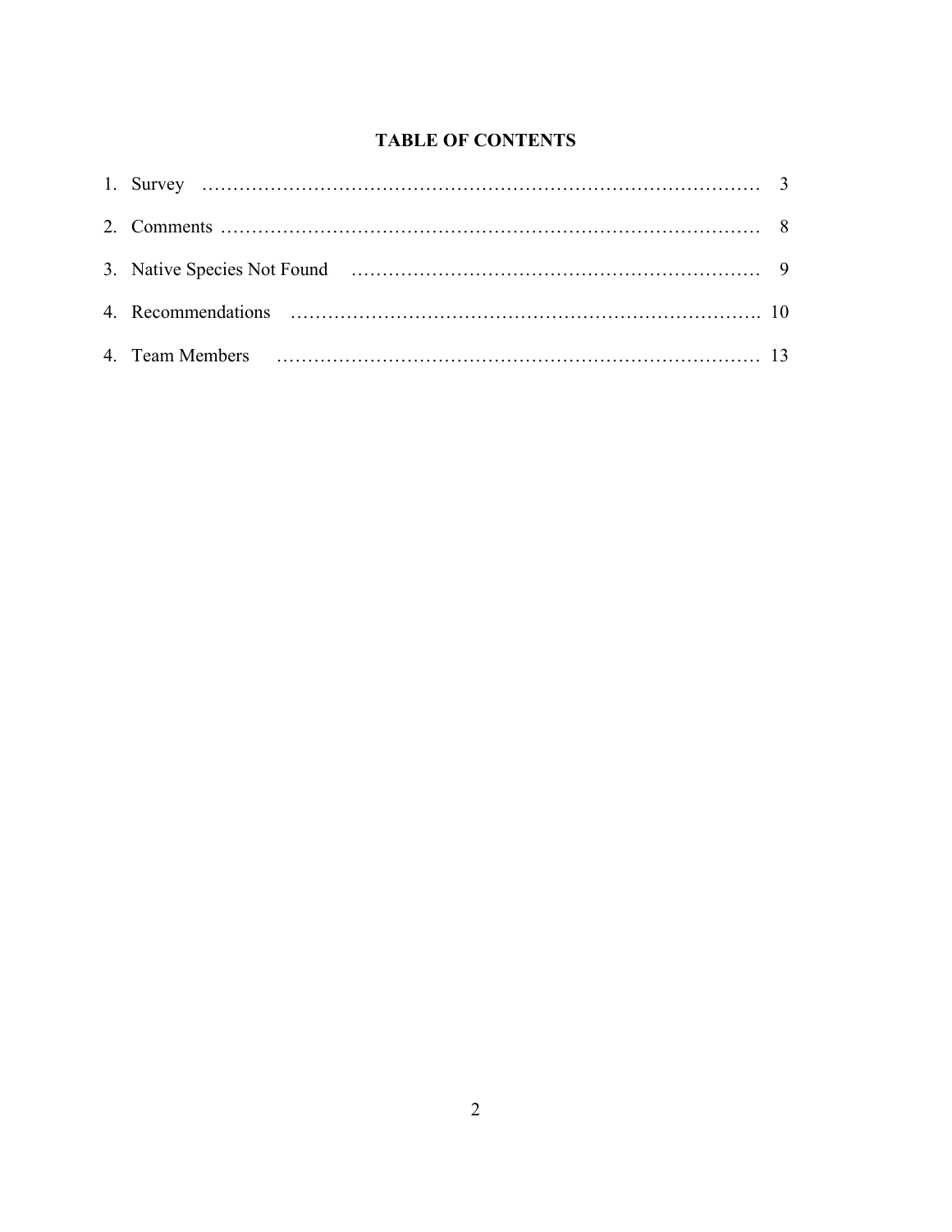## TABLE OF CONTENTS

1. Survey ………………………………………………………………………… 3
2. Comments ……………………………………………………………………… 8
3. Native Species Not Found ………………………………………………… 9
4. Recommendations ………………………………………………………… 10
4. Team Members …………………………………………………………… 13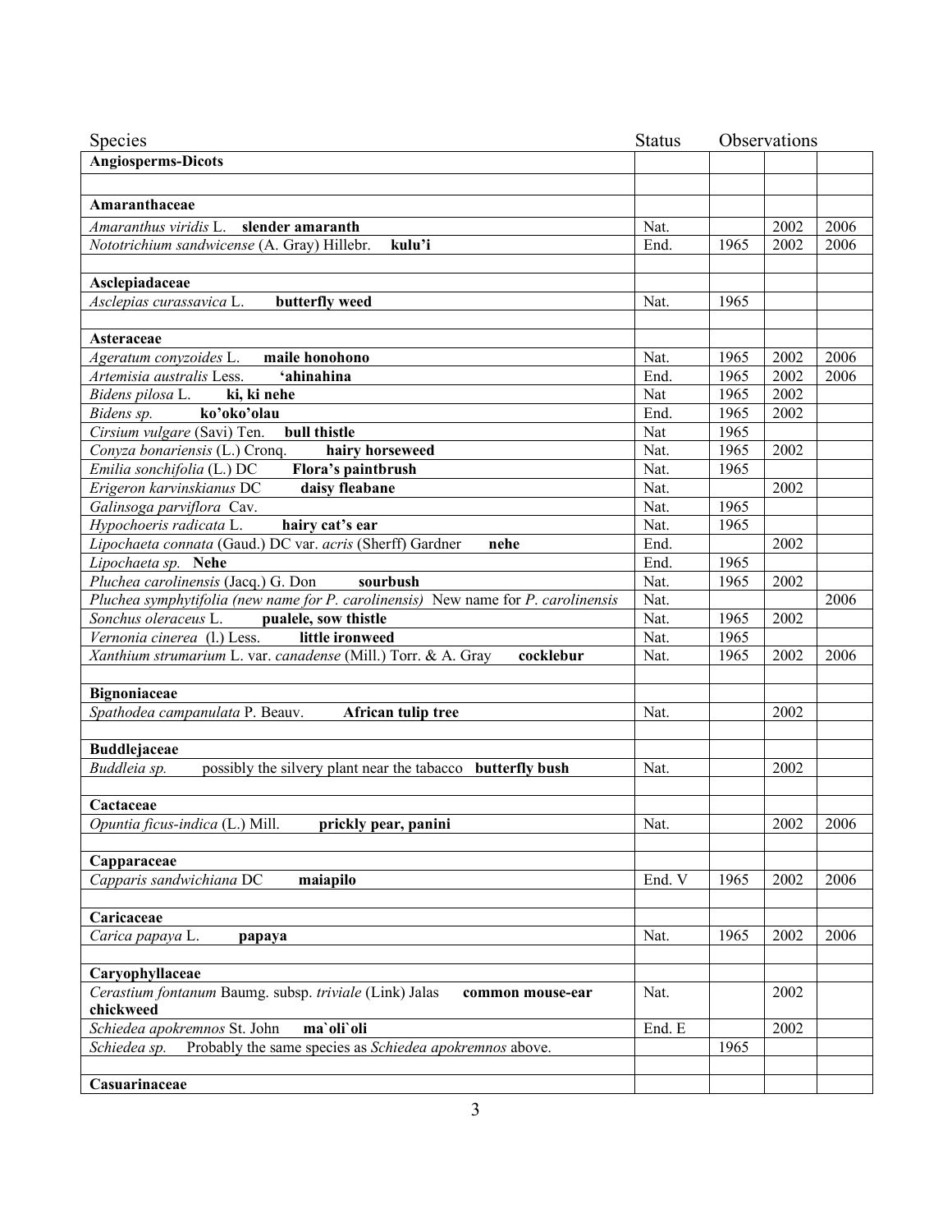| Species | Status | Observations | | |
|---|---|---|---|---|
| **Angiosperms-Dicots** | | | | |
| | | | | |
| **Amaranthaceae** | | | | |
| *Amaranthus viridis* L. **slender amaranth** | Nat. | | 2002 | 2006 |
| *Nototrichium sandwicense* (A. Gray) Hillebr. **kulu'i** | End. | 1965 | 2002 | 2006 |
| | | | | |
| **Asclepiadaceae** | | | | |
| *Asclepias curassavica* L. **butterfly weed** | Nat. | 1965 | | |
| | | | | |
| **Asteraceae** | | | | |
| *Ageratum conyzoides* L. **maile honohono** | Nat. | 1965 | 2002 | 2006 |
| *Artemisia australis* Less. **'ahinahina** | End. | 1965 | 2002 | 2006 |
| *Bidens pilosa* L. **ki, ki nehe** | Nat | 1965 | 2002 | |
| *Bidens sp.* **ko'oko'olau** | End. | 1965 | 2002 | |
| *Cirsium vulgare* (Savi) Ten. **bull thistle** | Nat | 1965 | | |
| *Conyza bonariensis* (L.) Cronq. **hairy horseweed** | Nat. | 1965 | 2002 | |
| *Emilia sonchifolia* (L.) DC **Flora's paintbrush** | Nat. | 1965 | | |
| *Erigeron karvinskianus* DC **daisy fleabane** | Nat. | | 2002 | |
| *Galinsoga parviflora* Cav. | Nat. | 1965 | | |
| *Hypochoeris radicata* L. **hairy cat's ear** | Nat. | 1965 | | |
| *Lipochaeta connata* (Gaud.) DC var. *acris* (Sherff) Gardner **nehe** | End. | | 2002 | |
| *Lipochaeta sp.* **Nehe** | End. | 1965 | | |
| *Pluchea carolinensis* (Jacq.) G. Don **sourbush** | Nat. | 1965 | 2002 | |
| *Pluchea symphytifolia (new name for P. carolinensis)* New name for *P. carolinensis* | Nat. | | | 2006 |
| *Sonchus oleraceus* L. **pualele, sow thistle** | Nat. | 1965 | 2002 | |
| *Vernonia cinerea* (l.) Less. **little ironweed** | Nat. | 1965 | | |
| *Xanthium strumarium* L. var. *canadense* (Mill.) Torr. & A. Gray **cocklebur** | Nat. | 1965 | 2002 | 2006 |
| | | | | |
| **Bignoniaceae** | | | | |
| *Spathodea campanulata* P. Beauv. **African tulip tree** | Nat. | | 2002 | |
| | | | | |
| **Buddlejaceae** | | | | |
| *Buddleia sp.* possibly the silvery plant near the tabacco **butterfly bush** | Nat. | | 2002 | |
| | | | | |
| **Cactaceae** | | | | |
| *Opuntia ficus-indica* (L.) Mill. **prickly pear, panini** | Nat. | | 2002 | 2006 |
| | | | | |
| **Capparaceae** | | | | |
| *Capparis sandwichiana* DC **maiapilo** | End. V | 1965 | 2002 | 2006 |
| | | | | |
| **Caricaceae** | | | | |
| *Carica papaya* L. **papaya** | Nat. | 1965 | 2002 | 2006 |
| | | | | |
| **Caryophyllaceae** | | | | |
| *Cerastium fontanum* Baumg. subsp. *triviale* (Link) Jalas **common mouse-ear chickweed** | Nat. | | 2002 | |
| *Schiedea apokremnos* St. John **ma`oli`oli** | End. E | | 2002 | |
| *Schiedea sp.* Probably the same species as *Schiedea apokremnos* above. | | 1965 | | |
| | | | | |
| **Casuarinaceae** | | | | |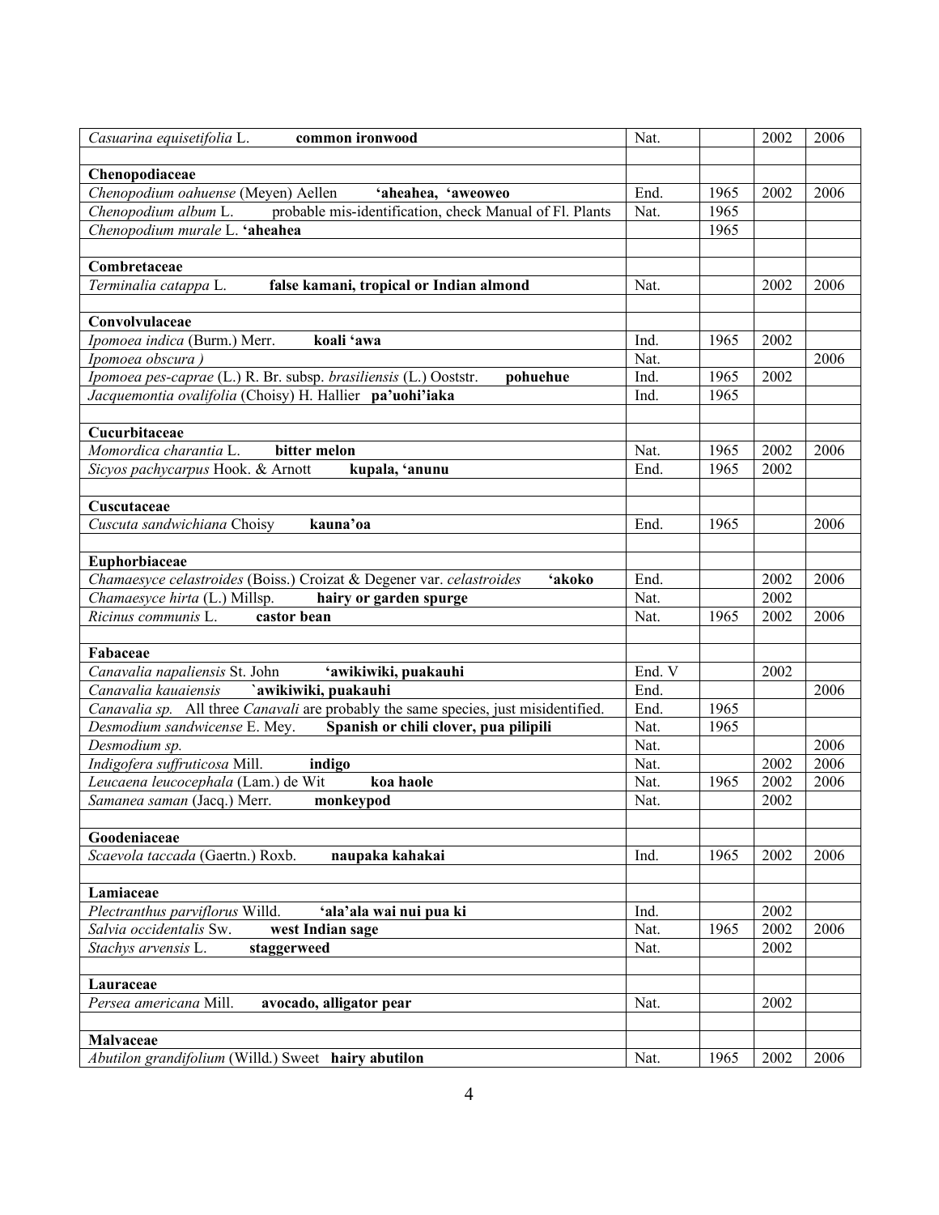| | | | | |
|---|---|---|---|---|
| *Casuarina equisetifolia* L. **common ironwood** | Nat. | | 2002 | 2006 |
| | | | | |
| **Chenopodiaceae** | | | | |
| *Chenopodium oahuense* (Meyen) Aellen **'aheahea, 'aweoweo** | End. | 1965 | 2002 | 2006 |
| *Chenopodium album* L. probable mis-identification, check Manual of Fl. Plants | Nat. | 1965 | | |
| *Chenopodium murale* L. **'aheahea** | | 1965 | | |
| | | | | |
| **Combretaceae** | | | | |
| *Terminalia catappa* L. **false kamani, tropical or Indian almond** | Nat. | | 2002 | 2006 |
| | | | | |
| **Convolvulaceae** | | | | |
| *Ipomoea indica* (Burm.) Merr. **koali 'awa** | Ind. | 1965 | 2002 | |
| *Ipomoea obscura )* | Nat. | | | 2006 |
| *Ipomoea pes-caprae* (L.) R. Br. subsp. *brasiliensis* (L.) Ooststr. **pohuehue** | Ind. | 1965 | 2002 | |
| *Jacquemontia ovalifolia* (Choisy) H. Hallier **pa'uohi'iaka** | Ind. | 1965 | | |
| | | | | |
| **Cucurbitaceae** | | | | |
| *Momordica charantia* L. **bitter melon** | Nat. | 1965 | 2002 | 2006 |
| *Sicyos pachycarpus* Hook. & Arnott **kupala, 'anunu** | End. | 1965 | 2002 | |
| | | | | |
| **Cuscutaceae** | | | | |
| *Cuscuta sandwichiana* Choisy **kauna'oa** | End. | 1965 | | 2006 |
| | | | | |
| **Euphorbiaceae** | | | | |
| *Chamaesyce celastroides* (Boiss.) Croizat & Degener var. *celastroides* **'akoko** | End. | | 2002 | 2006 |
| *Chamaesyce hirta* (L.) Millsp. **hairy or garden spurge** | Nat. | | 2002 | |
| *Ricinus communis* L. **castor bean** | Nat. | 1965 | 2002 | 2006 |
| | | | | |
| **Fabaceae** | | | | |
| *Canavalia napaliensis* St. John **'awikiwiki, puakauhi** | End. V | | 2002 | |
| *Canavalia kauaiensis* **`awikiwiki, puakauhi** | End. | | | 2006 |
| *Canavalia sp.* All three *Canavali* are probably the same species, just misidentified. | End. | 1965 | | |
| *Desmodium sandwicense* E. Mey. **Spanish or chili clover, pua pilipili** | Nat. | 1965 | | |
| *Desmodium sp.* | Nat. | | | 2006 |
| *Indigofera suffruticosa* Mill. **indigo** | Nat. | | 2002 | 2006 |
| *Leucaena leucocephala* (Lam.) de Wit **koa haole** | Nat. | 1965 | 2002 | 2006 |
| *Samanea saman* (Jacq.) Merr. **monkeypod** | Nat. | | 2002 | |
| | | | | |
| **Goodeniaceae** | | | | |
| *Scaevola taccada* (Gaertn.) Roxb. **naupaka kahakai** | Ind. | 1965 | 2002 | 2006 |
| | | | | |
| **Lamiaceae** | | | | |
| *Plectranthus parviflorus* Willd. **'ala'ala wai nui pua ki** | Ind. | | 2002 | |
| *Salvia occidentalis* Sw. **west Indian sage** | Nat. | 1965 | 2002 | 2006 |
| *Stachys arvensis* L. **staggerweed** | Nat. | | 2002 | |
| | | | | |
| **Lauraceae** | | | | |
| *Persea americana* Mill. **avocado, alligator pear** | Nat. | | 2002 | |
| | | | | |
| **Malvaceae** | | | | |
| *Abutilon grandifolium* (Willd.) Sweet **hairy abutilon** | Nat. | 1965 | 2002 | 2006 |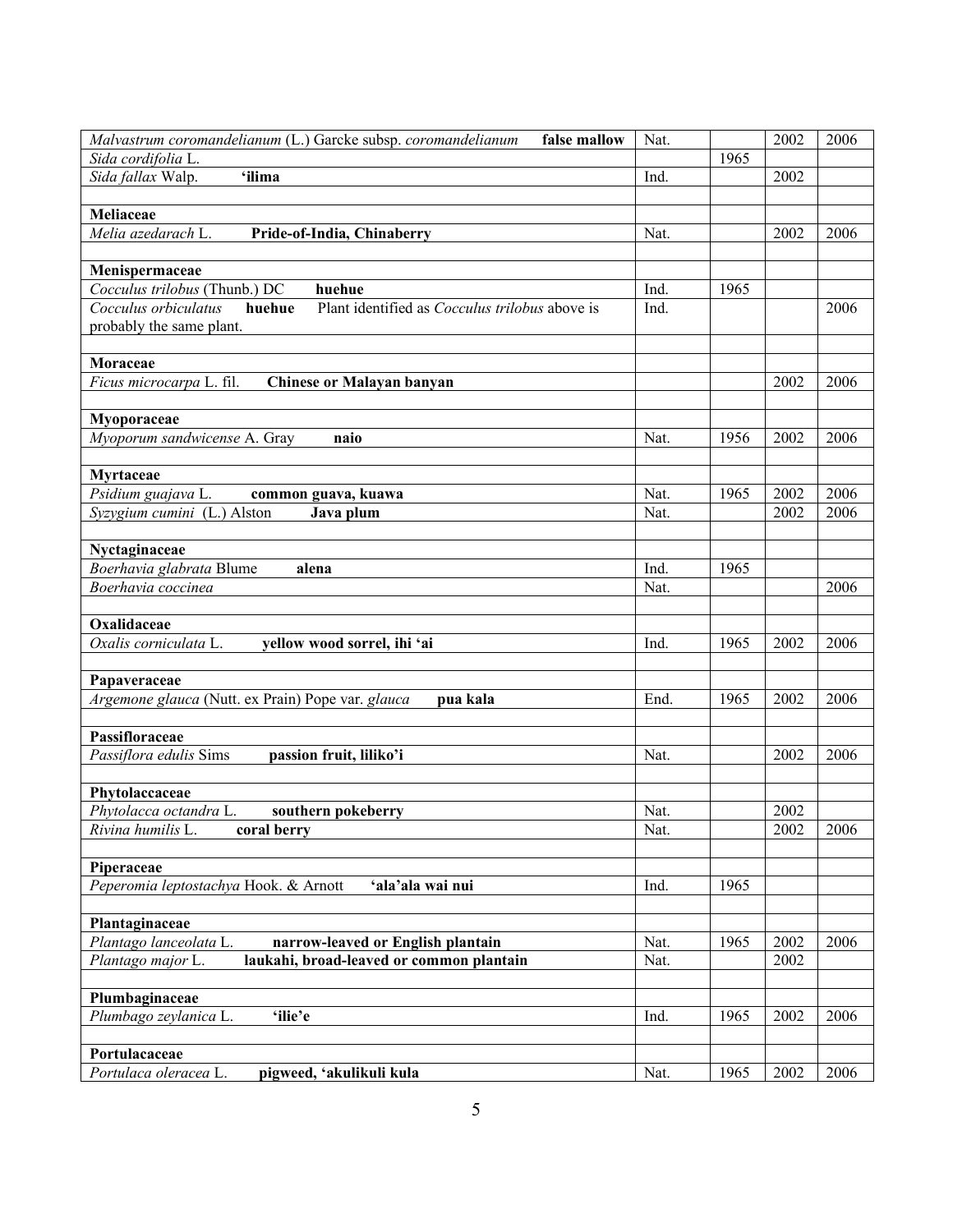| | | | | |
|---|---|---|---|---|
| *Malvastrum coromandelianum* (L.) Garcke subsp. *coromandelianum* **false mallow** | Nat. | | 2002 | 2006 |
| *Sida cordifolia* L. | | 1965 | | |
| *Sida fallax* Walp. **'ilima** | Ind. | | 2002 | |
| | | | | |
| **Meliaceae** | | | | |
| *Melia azedarach* L. **Pride-of-India, Chinaberry** | Nat. | | 2002 | 2006 |
| | | | | |
| **Menispermaceae** | | | | |
| *Cocculus trilobus* (Thunb.) DC **huehue** | Ind. | 1965 | | |
| *Cocculus orbiculatus* **huehue** Plant identified as *Cocculus trilobus* above is probably the same plant. | Ind. | | | 2006 |
| | | | | |
| **Moraceae** | | | | |
| *Ficus microcarpa* L. fil. **Chinese or Malayan banyan** | | | 2002 | 2006 |
| | | | | |
| **Myoporaceae** | | | | |
| *Myoporum sandwicense* A. Gray **naio** | Nat. | 1956 | 2002 | 2006 |
| | | | | |
| **Myrtaceae** | | | | |
| *Psidium guajava* L. **common guava, kuawa** | Nat. | 1965 | 2002 | 2006 |
| *Syzygium cumini* (L.) Alston **Java plum** | Nat. | | 2002 | 2006 |
| | | | | |
| **Nyctaginaceae** | | | | |
| *Boerhavia glabrata* Blume **alena** | Ind. | 1965 | | |
| *Boerhavia coccinea* | Nat. | | | 2006 |
| | | | | |
| **Oxalidaceae** | | | | |
| *Oxalis corniculata* L. **yellow wood sorrel, ihi 'ai** | Ind. | 1965 | 2002 | 2006 |
| | | | | |
| **Papaveraceae** | | | | |
| *Argemone glauca* (Nutt. ex Prain) Pope var. *glauca* **pua kala** | End. | 1965 | 2002 | 2006 |
| | | | | |
| **Passifloraceae** | | | | |
| *Passiflora edulis* Sims **passion fruit, liliko'i** | Nat. | | 2002 | 2006 |
| | | | | |
| **Phytolaccaceae** | | | | |
| *Phytolacca octandra* L. **southern pokeberry** | Nat. | | 2002 | |
| *Rivina humilis* L. **coral berry** | Nat. | | 2002 | 2006 |
| | | | | |
| **Piperaceae** | | | | |
| *Peperomia leptostachya* Hook. & Arnott **'ala'ala wai nui** | Ind. | 1965 | | |
| | | | | |
| **Plantaginaceae** | | | | |
| *Plantago lanceolata* L. **narrow-leaved or English plantain** | Nat. | 1965 | 2002 | 2006 |
| *Plantago major* L. **laukahi, broad-leaved or common plantain** | Nat. | | 2002 | |
| | | | | |
| **Plumbaginaceae** | | | | |
| *Plumbago zeylanica* L. **'ilie'e** | Ind. | 1965 | 2002 | 2006 |
| | | | | |
| **Portulacaceae** | | | | |
| *Portulaca oleracea* L. **pigweed, 'akulikuli kula** | Nat. | 1965 | 2002 | 2006 |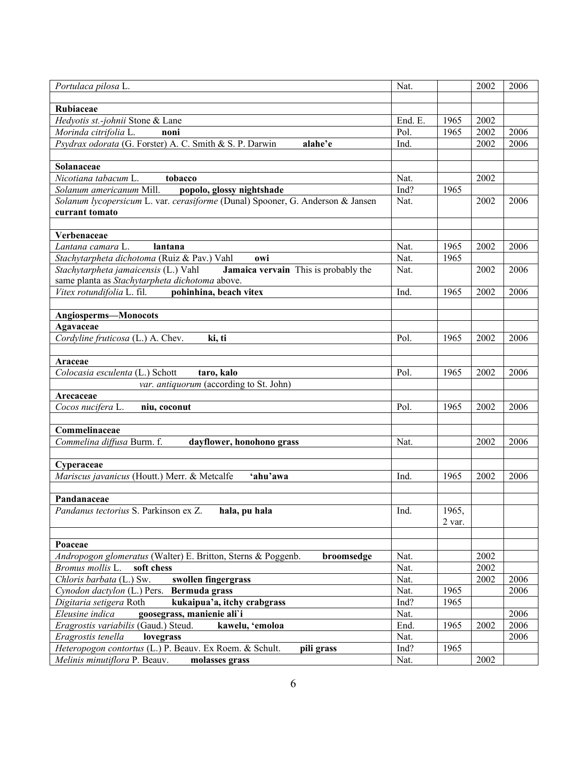| | | | | |
|---|---|---|---|---|
| *Portulaca pilosa* L. | Nat. | | 2002 | 2006 |
| | | | | |
| **Rubiaceae** | | | | |
| *Hedyotis st.-johnii* Stone & Lane | End. E. | 1965 | 2002 | |
| *Morinda citrifolia* L. **noni** | Pol. | 1965 | 2002 | 2006 |
| *Psydrax odorata* (G. Forster) A. C. Smith & S. P. Darwin **alahe'e** | Ind. | | 2002 | 2006 |
| | | | | |
| **Solanaceae** | | | | |
| *Nicotiana tabacum* L. **tobacco** | Nat. | | 2002 | |
| *Solanum americanum* Mill. **popolo, glossy nightshade** | Ind? | 1965 | | |
| *Solanum lycopersicum* L. var. *cerasiforme* (Dunal) Spooner, G. Anderson & Jansen **currant tomato** | Nat. | | 2002 | 2006 |
| | | | | |
| **Verbenaceae** | | | | |
| *Lantana camara* L. **lantana** | Nat. | 1965 | 2002 | 2006 |
| *Stachytarpheta dichotoma* (Ruiz & Pav.) Vahl **owi** | Nat. | 1965 | | |
| *Stachytarpheta jamaicensis* (L.) Vahl **Jamaica vervain** This is probably the same planta as *Stachytarpheta dichotoma* above. | Nat. | | 2002 | 2006 |
| *Vitex rotundifolia* L. fil. **pohinhina, beach vitex** | Ind. | 1965 | 2002 | 2006 |
| | | | | |
| **Angiosperms—Monocots** | | | | |
| **Agavaceae** | | | | |
| *Cordyline fruticosa* (L.) A. Chev. **ki, ti** | Pol. | 1965 | 2002 | 2006 |
| | | | | |
| **Araceae** | | | | |
| *Colocasia esculenta* (L.) Schott **taro, kalo** | Pol. | 1965 | 2002 | 2006 |
| *var. antiquorum* (according to St. John) | | | | |
| **Arecaceae** | | | | |
| *Cocos nucifera* L. **niu, coconut** | Pol. | 1965 | 2002 | 2006 |
| | | | | |
| **Commelinaceae** | | | | |
| *Commelina diffusa* Burm. f. **dayflower, honohono grass** | Nat. | | 2002 | 2006 |
| | | | | |
| **Cyperaceae** | | | | |
| *Mariscus javanicus* (Houtt.) Merr. & Metcalfe **'ahu'awa** | Ind. | 1965 | 2002 | 2006 |
| | | | | |
| **Pandanaceae** | | | | |
| *Pandanus tectorius* S. Parkinson ex Z. **hala, pu hala** | Ind. | 1965, 2 var. | | |
| | | | | |
| **Poaceae** | | | | |
| *Andropogon glomeratus* (Walter) E. Britton, Sterns & Poggenb. **broomsedge** | Nat. | | 2002 | |
| *Bromus mollis* L. **soft chess** | Nat. | | 2002 | |
| *Chloris barbata* (L.) Sw. **swollen fingergrass** | Nat. | | 2002 | 2006 |
| *Cynodon dactylon* (L.) Pers. **Bermuda grass** | Nat. | 1965 | | 2006 |
| *Digitaria setigera* Roth **kukaipua'a, itchy crabgrass** | Ind? | 1965 | | |
| *Eleusine indica* **goosegrass, manienie ali`i** | Nat. | | | 2006 |
| *Eragrostis variabilis* (Gaud.) Steud. **kawelu, 'emoloa** | End. | 1965 | 2002 | 2006 |
| *Eragrostis tenella* **lovegrass** | Nat. | | | 2006 |
| *Heteropogon contortus* (L.) P. Beauv. Ex Roem. & Schult. **pili grass** | Ind? | 1965 | | |
| *Melinis minutiflora* P. Beauv. **molasses grass** | Nat. | | 2002 | |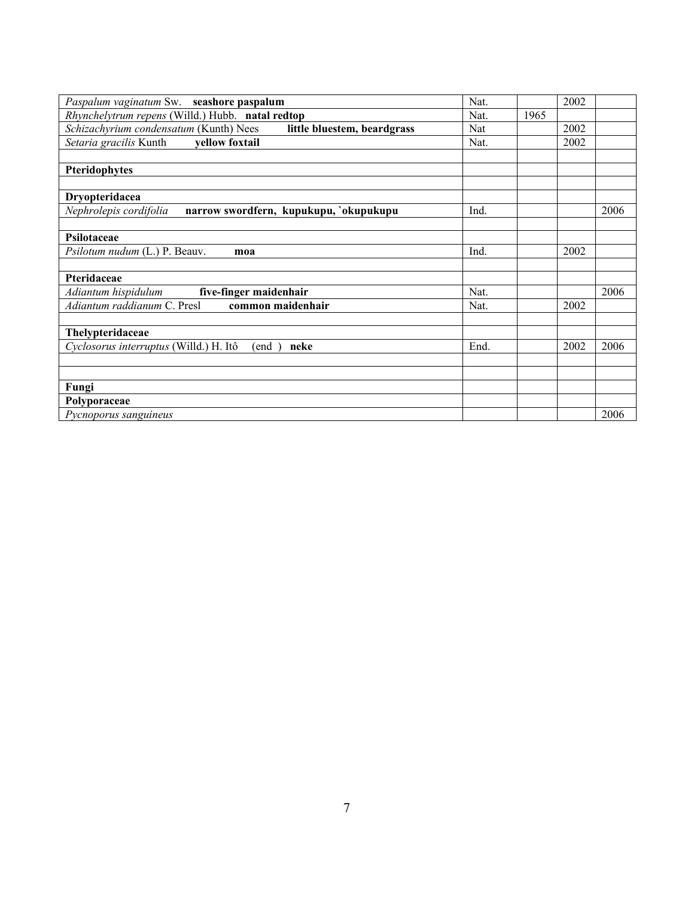| | | | | |
|---|---|---|---|---|
| *Paspalum vaginatum* Sw. **seashore paspalum** | Nat. | | 2002 | |
| *Rhynchelytrum repens* (Willd.) Hubb. **natal redtop** | Nat. | 1965 | | |
| *Schizachyrium condensatum* (Kunth) Nees **little bluestem, beardgrass** | Nat | | 2002 | |
| *Setaria gracilis* Kunth **yellow foxtail** | Nat. | | 2002 | |
| | | | | |
| **Pteridophytes** | | | | |
| | | | | |
| **Dryopteridacea** | | | | |
| *Nephrolepis cordifolia* **narrow swordfern, kupukupu, `okupukupu** | Ind. | | | 2006 |
| | | | | |
| **Psilotaceae** | | | | |
| *Psilotum nudum* (L.) P. Beauv. **moa** | Ind. | | 2002 | |
| | | | | |
| **Pteridaceae** | | | | |
| *Adiantum hispidulum* **five-finger maidenhair** | Nat. | | | 2006 |
| *Adiantum raddianum* C. Presl **common maidenhair** | Nat. | | 2002 | |
| | | | | |
| **Thelypteridaceae** | | | | |
| *Cyclosorus interruptus* (Willd.) H. Itô (end ) **neke** | End. | | 2002 | 2006 |
| | | | | |
| | | | | |
| **Fungi** | | | | |
| **Polyporaceae** | | | | |
| *Pycnoporus sanguineus* | | | | 2006 |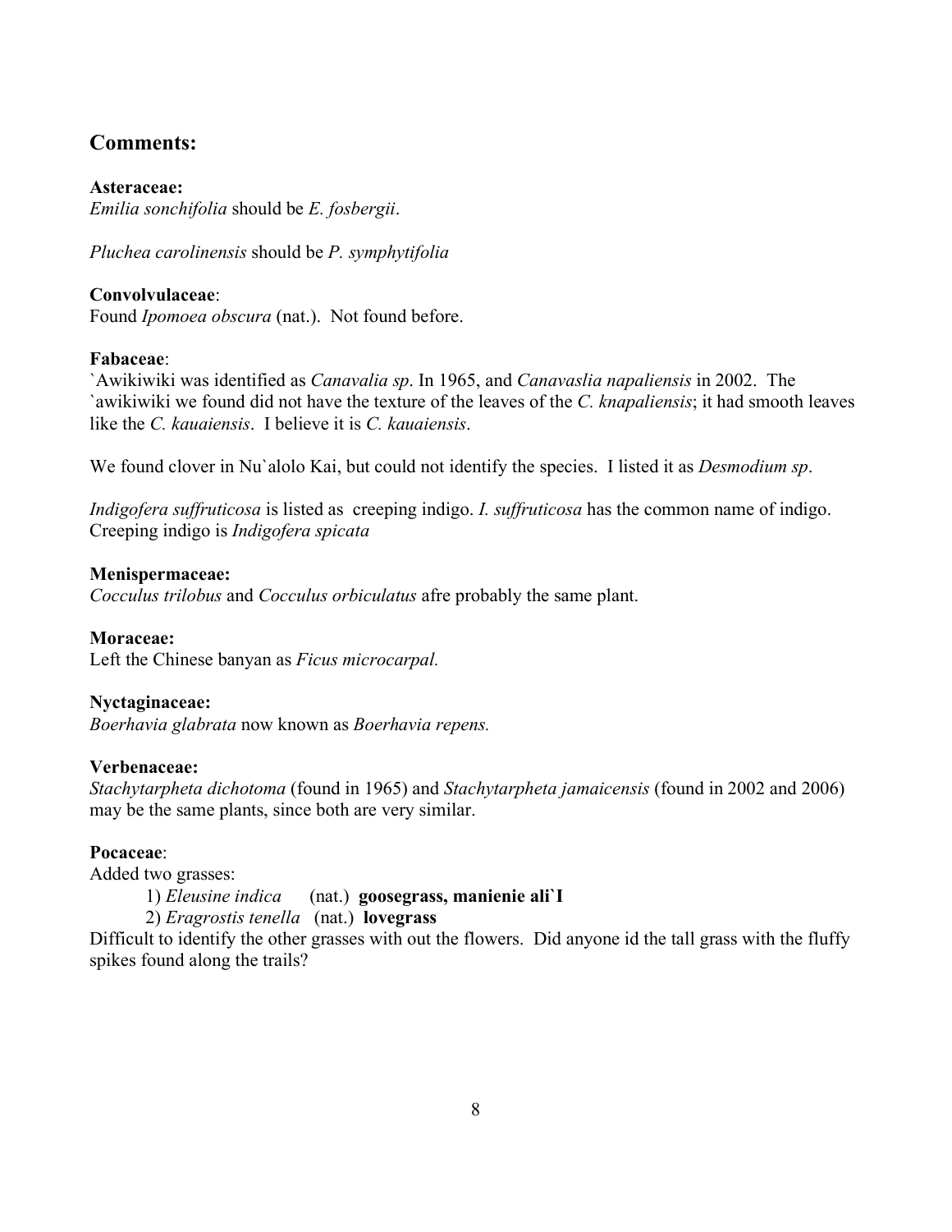## Comments:

**Asteraceae:**
*Emilia sonchifolia* should be *E. fosbergii*.

*Pluchea carolinensis* should be *P. symphytifolia*

**Convolvulaceae**:
Found *Ipomoea obscura* (nat.). Not found before.

**Fabaceae**:
`Awikiwiki was identified as *Canavalia sp*. In 1965, and *Canavaslia napaliensis* in 2002. The `awikiwiki we found did not have the texture of the leaves of the *C. knapaliensis*; it had smooth leaves like the *C. kauaiensis*. I believe it is *C. kauaiensis*.

We found clover in Nu`alolo Kai, but could not identify the species. I listed it as *Desmodium sp*.

*Indigofera suffruticosa* is listed as creeping indigo. *I. suffruticosa* has the common name of indigo. Creeping indigo is *Indigofera spicata*

**Menispermaceae:**
*Cocculus trilobus* and *Cocculus orbiculatus* afre probably the same plant.

**Moraceae:**
Left the Chinese banyan as *Ficus microcarpal.*

**Nyctaginaceae:**
*Boerhavia glabrata* now known as *Boerhavia repens.*

**Verbenaceae:**
*Stachytarpheta dichotoma* (found in 1965) and *Stachytarpheta jamaicensis* (found in 2002 and 2006) may be the same plants, since both are very similar.

**Pocaceae**:
Added two grasses:

1) *Eleusine indica* (nat.) **goosegrass, manienie ali`I**
2) *Eragrostis tenella* (nat.) **lovegrass**

Difficult to identify the other grasses with out the flowers. Did anyone id the tall grass with the fluffy spikes found along the trails?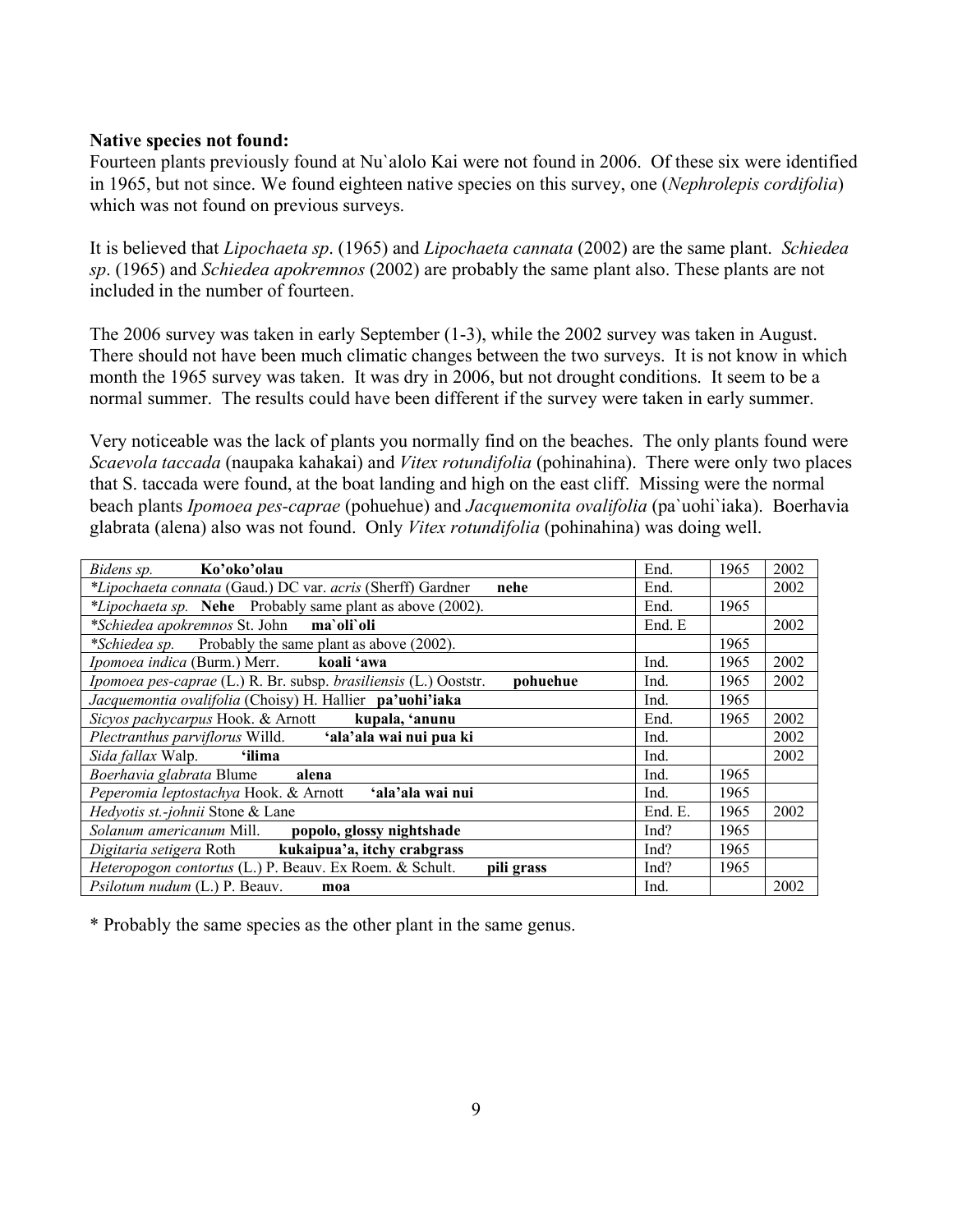**Native species not found:**

Fourteen plants previously found at Nu`alolo Kai were not found in 2006. Of these six were identified in 1965, but not since. We found eighteen native species on this survey, one (*Nephrolepis cordifolia*) which was not found on previous surveys.

It is believed that *Lipochaeta sp*. (1965) and *Lipochaeta cannata* (2002) are the same plant. *Schiedea sp*. (1965) and *Schiedea apokremnos* (2002) are probably the same plant also. These plants are not included in the number of fourteen.

The 2006 survey was taken in early September (1-3), while the 2002 survey was taken in August. There should not have been much climatic changes between the two surveys. It is not know in which month the 1965 survey was taken. It was dry in 2006, but not drought conditions. It seem to be a normal summer. The results could have been different if the survey were taken in early summer.

Very noticeable was the lack of plants you normally find on the beaches. The only plants found were *Scaevola taccada* (naupaka kahakai) and *Vitex rotundifolia* (pohinahina). There were only two places that S. taccada were found, at the boat landing and high on the east cliff. Missing were the normal beach plants *Ipomoea pes-caprae* (pohuehue) and *Jacquemonita ovalifolia* (pa`uohi`iaka). Boerhavia glabrata (alena) also was not found. Only *Vitex rotundifolia* (pohinahina) was doing well.

| Species | Status | 1965 | 2002 |
|---|---|---|---|
| *Bidens sp.* **Ko'oko'olau** | End. | 1965 | 2002 |
| **Lipochaeta connata* (Gaud.) DC var. *acris* (Sherff) Gardner **nehe** | End. | | 2002 |
| **Lipochaeta sp.* **Nehe** Probably same plant as above (2002). | End. | 1965 | |
| **Schiedea apokremnos* St. John **ma`oli`oli** | End. E | | 2002 |
| **Schiedea sp.* Probably the same plant as above (2002). | | 1965 | |
| *Ipomoea indica* (Burm.) Merr. **koali 'awa** | Ind. | 1965 | 2002 |
| *Ipomoea pes-caprae* (L.) R. Br. subsp. *brasiliensis* (L.) Ooststr. **pohuehue** | Ind. | 1965 | 2002 |
| *Jacquemontia ovalifolia* (Choisy) H. Hallier **pa'uohi'iaka** | Ind. | 1965 | |
| *Sicyos pachycarpus* Hook. & Arnott **kupala, 'anunu** | End. | 1965 | 2002 |
| *Plectranthus parviflorus* Willd. **'ala'ala wai nui pua ki** | Ind. | | 2002 |
| *Sida fallax* Walp. **'ilima** | Ind. | | 2002 |
| *Boerhavia glabrata* Blume **alena** | Ind. | 1965 | |
| *Peperomia leptostachya* Hook. & Arnott **'ala'ala wai nui** | Ind. | 1965 | |
| *Hedyotis st.-johnii* Stone & Lane | End. E. | 1965 | 2002 |
| *Solanum americanum* Mill. **popolo, glossy nightshade** | Ind? | 1965 | |
| *Digitaria setigera* Roth **kukaipua'a, itchy crabgrass** | Ind? | 1965 | |
| *Heteropogon contortus* (L.) P. Beauv. Ex Roem. & Schult. **pili grass** | Ind? | 1965 | |
| *Psilotum nudum* (L.) P. Beauv. **moa** | Ind. | | 2002 |

\* Probably the same species as the other plant in the same genus.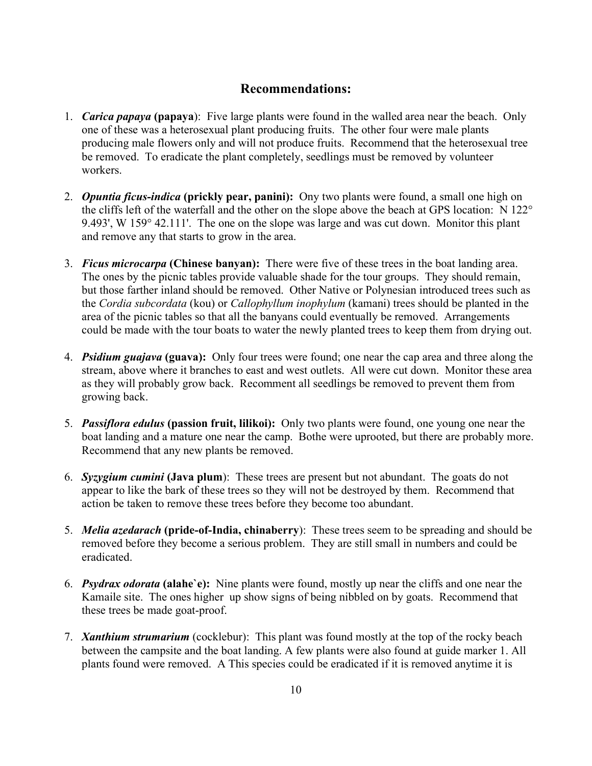## Recommendations:

1. ***Carica papaya*** **(papaya)**: Five large plants were found in the walled area near the beach. Only one of these was a heterosexual plant producing fruits. The other four were male plants producing male flowers only and will not produce fruits. Recommend that the heterosexual tree be removed. To eradicate the plant completely, seedlings must be removed by volunteer workers.

2. ***Opuntia ficus-indica*** **(prickly pear, panini):** Ony two plants were found, a small one high on the cliffs left of the waterfall and the other on the slope above the beach at GPS location: N 122° 9.493', W 159° 42.111'. The one on the slope was large and was cut down. Monitor this plant and remove any that starts to grow in the area.

3. ***Ficus microcarpa*** **(Chinese banyan):** There were five of these trees in the boat landing area. The ones by the picnic tables provide valuable shade for the tour groups. They should remain, but those farther inland should be removed. Other Native or Polynesian introduced trees such as the *Cordia subcordata* (kou) or *Callophyllum inophylum* (kamani) trees should be planted in the area of the picnic tables so that all the banyans could eventually be removed. Arrangements could be made with the tour boats to water the newly planted trees to keep them from drying out.

4. ***Psidium guajava*** **(guava):** Only four trees were found; one near the cap area and three along the stream, above where it branches to east and west outlets. All were cut down. Monitor these area as they will probably grow back. Recomment all seedlings be removed to prevent them from growing back.

5. ***Passiflora edulus*** **(passion fruit, lilikoi):** Only two plants were found, one young one near the boat landing and a mature one near the camp. Bothe were uprooted, but there are probably more. Recommend that any new plants be removed.

6. ***Syzygium cumini*** **(Java plum)**: These trees are present but not abundant. The goats do not appear to like the bark of these trees so they will not be destroyed by them. Recommend that action be taken to remove these trees before they become too abundant.

5. ***Melia azedarach*** **(pride-of-India, chinaberry)**: These trees seem to be spreading and should be removed before they become a serious problem. They are still small in numbers and could be eradicated.

6. ***Psydrax odorata*** **(alahe`e):** Nine plants were found, mostly up near the cliffs and one near the Kamaile site. The ones higher up show signs of being nibbled on by goats. Recommend that these trees be made goat-proof.

7. ***Xanthium strumarium*** (cocklebur): This plant was found mostly at the top of the rocky beach between the campsite and the boat landing. A few plants were also found at guide marker 1. All plants found were removed. A This species could be eradicated if it is removed anytime it is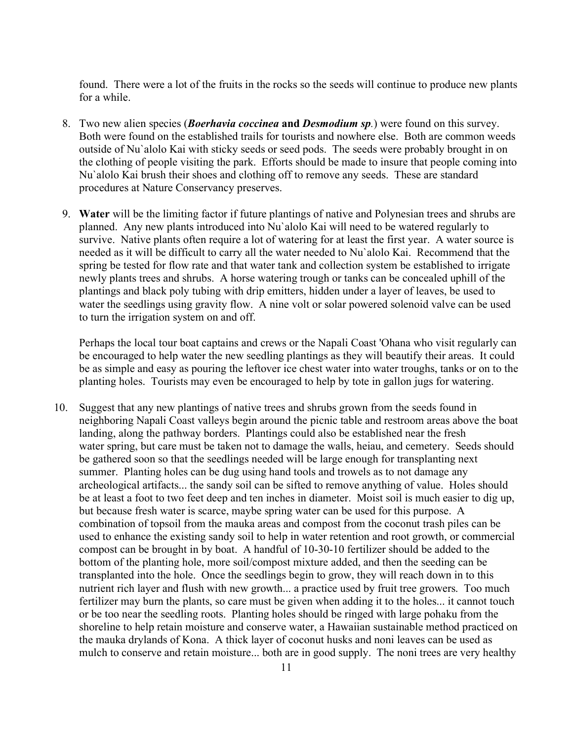found. There were a lot of the fruits in the rocks so the seeds will continue to produce new plants for a while.

8. Two new alien species (***Boerhavia coccinea*** **and** ***Desmodium sp***.) were found on this survey. Both were found on the established trails for tourists and nowhere else. Both are common weeds outside of Nu`alolo Kai with sticky seeds or seed pods. The seeds were probably brought in on the clothing of people visiting the park. Efforts should be made to insure that people coming into Nu`alolo Kai brush their shoes and clothing off to remove any seeds. These are standard procedures at Nature Conservancy preserves.

9. **Water** will be the limiting factor if future plantings of native and Polynesian trees and shrubs are planned. Any new plants introduced into Nu`alolo Kai will need to be watered regularly to survive. Native plants often require a lot of watering for at least the first year. A water source is needed as it will be difficult to carry all the water needed to Nu`alolo Kai. Recommend that the spring be tested for flow rate and that water tank and collection system be established to irrigate newly plants trees and shrubs. A horse watering trough or tanks can be concealed uphill of the plantings and black poly tubing with drip emitters, hidden under a layer of leaves, be used to water the seedlings using gravity flow. A nine volt or solar powered solenoid valve can be used to turn the irrigation system on and off.

   Perhaps the local tour boat captains and crews or the Napali Coast 'Ohana who visit regularly can be encouraged to help water the new seedling plantings as they will beautify their areas. It could be as simple and easy as pouring the leftover ice chest water into water troughs, tanks or on to the planting holes. Tourists may even be encouraged to help by tote in gallon jugs for watering.

10. Suggest that any new plantings of native trees and shrubs grown from the seeds found in neighboring Napali Coast valleys begin around the picnic table and restroom areas above the boat landing, along the pathway borders. Plantings could also be established near the fresh water spring, but care must be taken not to damage the walls, heiau, and cemetery. Seeds should be gathered soon so that the seedlings needed will be large enough for transplanting next summer. Planting holes can be dug using hand tools and trowels as to not damage any archeological artifacts... the sandy soil can be sifted to remove anything of value. Holes should be at least a foot to two feet deep and ten inches in diameter. Moist soil is much easier to dig up, but because fresh water is scarce, maybe spring water can be used for this purpose. A combination of topsoil from the mauka areas and compost from the coconut trash piles can be used to enhance the existing sandy soil to help in water retention and root growth, or commercial compost can be brought in by boat. A handful of 10-30-10 fertilizer should be added to the bottom of the planting hole, more soil/compost mixture added, and then the seeding can be transplanted into the hole. Once the seedlings begin to grow, they will reach down in to this nutrient rich layer and flush with new growth... a practice used by fruit tree growers. Too much fertilizer may burn the plants, so care must be given when adding it to the holes... it cannot touch or be too near the seedling roots. Planting holes should be ringed with large pohaku from the shoreline to help retain moisture and conserve water, a Hawaiian sustainable method practiced on the mauka drylands of Kona. A thick layer of coconut husks and noni leaves can be used as mulch to conserve and retain moisture... both are in good supply. The noni trees are very healthy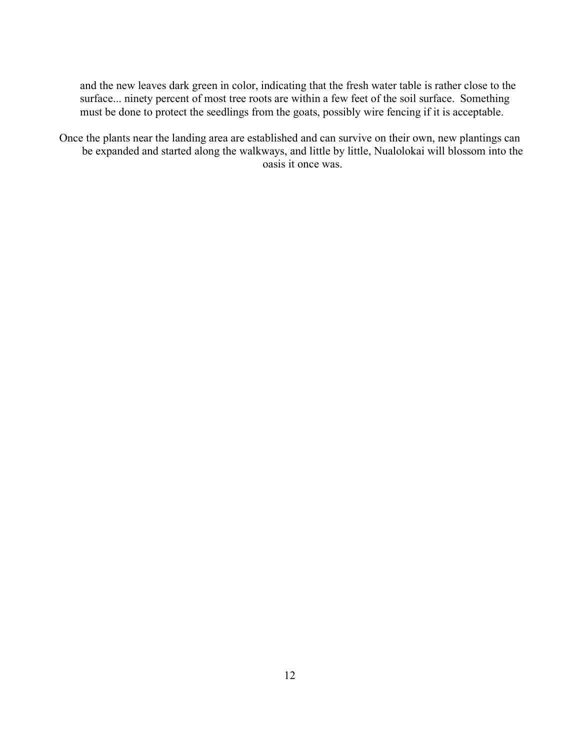and the new leaves dark green in color, indicating that the fresh water table is rather close to the surface... ninety percent of most tree roots are within a few feet of the soil surface. Something must be done to protect the seedlings from the goats, possibly wire fencing if it is acceptable.

Once the plants near the landing area are established and can survive on their own, new plantings can be expanded and started along the walkways, and little by little, Nualolokai will blossom into the oasis it once was.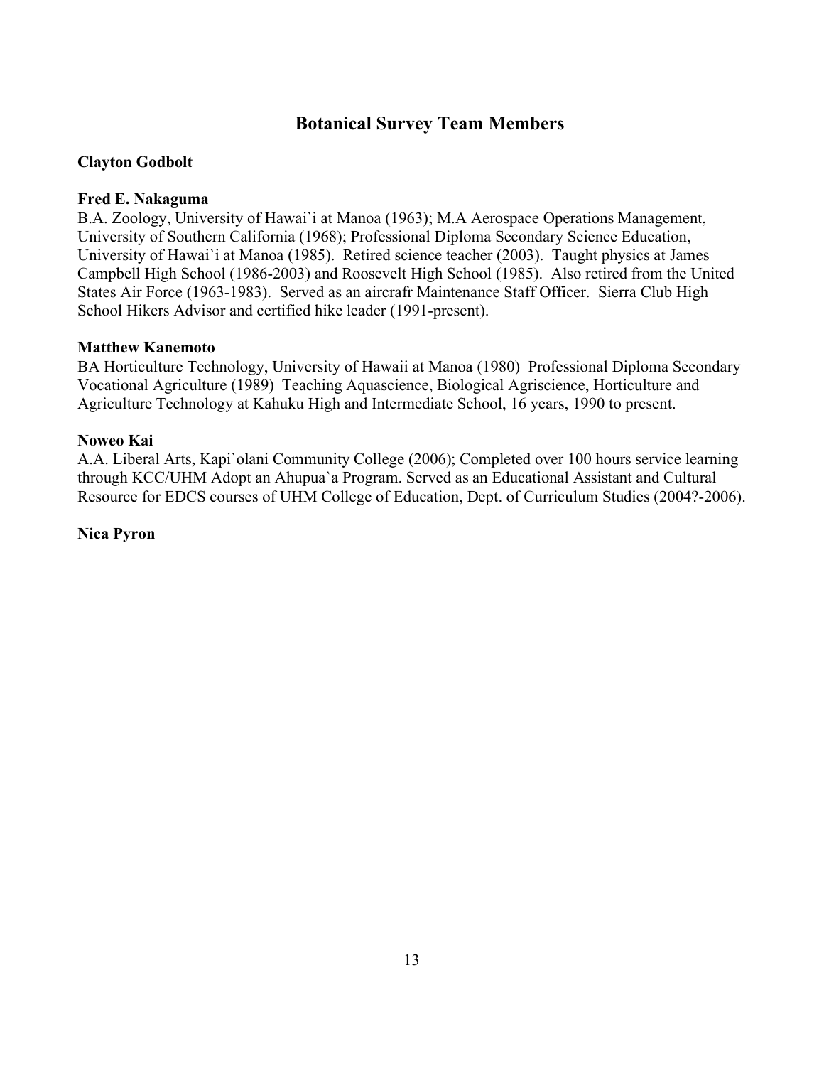## Botanical Survey Team Members

**Clayton Godbolt**

**Fred E. Nakaguma**
B.A. Zoology, University of Hawai`i at Manoa (1963); M.A Aerospace Operations Management, University of Southern California (1968); Professional Diploma Secondary Science Education, University of Hawai`i at Manoa (1985). Retired science teacher (2003). Taught physics at James Campbell High School (1986-2003) and Roosevelt High School (1985). Also retired from the United States Air Force (1963-1983). Served as an aircrafr Maintenance Staff Officer. Sierra Club High School Hikers Advisor and certified hike leader (1991-present).

**Matthew Kanemoto**
BA Horticulture Technology, University of Hawaii at Manoa (1980) Professional Diploma Secondary Vocational Agriculture (1989) Teaching Aquascience, Biological Agriscience, Horticulture and Agriculture Technology at Kahuku High and Intermediate School, 16 years, 1990 to present.

**Noweo Kai**
A.A. Liberal Arts, Kapi`olani Community College (2006); Completed over 100 hours service learning through KCC/UHM Adopt an Ahupua`a Program. Served as an Educational Assistant and Cultural Resource for EDCS courses of UHM College of Education, Dept. of Curriculum Studies (2004?-2006).

**Nica Pyron**